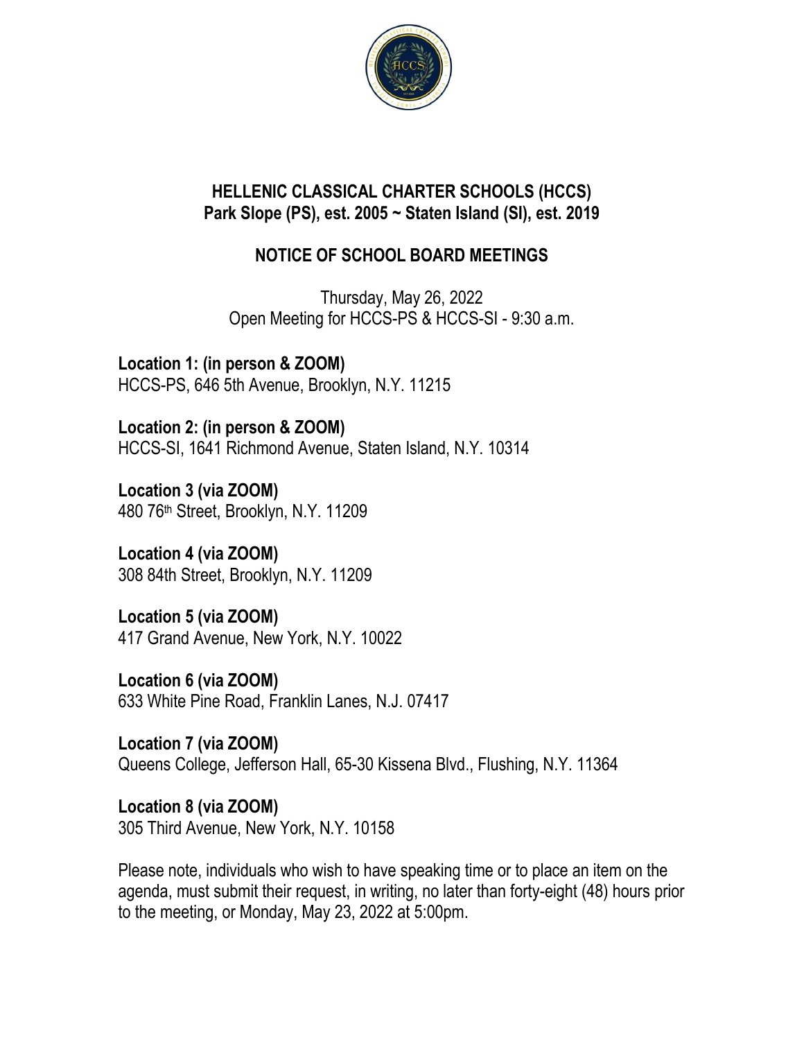# HELLENIC CLASSICAL CHARTER SCHOOLS (HCCS)

## Park Slope (PS), est. 2005 ~ Staten Island (SI), est. 2019

## NOTICE OF SCHOOL BOARD MEETINGS

Thursday, May 26, 2022
Open Meeting for HCCS-PS & HCCS-SI - 9:30 a.m.

**Location 1: (in person & ZOOM)**
HCCS-PS, 646 5th Avenue, Brooklyn, N.Y. 11215

**Location 2: (in person & ZOOM)**
HCCS-SI, 1641 Richmond Avenue, Staten Island, N.Y. 10314

**Location 3 (via ZOOM)**
480 76th Street, Brooklyn, N.Y. 11209

**Location 4 (via ZOOM)**
308 84th Street, Brooklyn, N.Y. 11209

**Location 5 (via ZOOM)**
417 Grand Avenue, New York, N.Y. 10022

**Location 6 (via ZOOM)**
633 White Pine Road, Franklin Lanes, N.J. 07417

**Location 7 (via ZOOM)**
Queens College, Jefferson Hall, 65-30 Kissena Blvd., Flushing, N.Y. 11364

**Location 8 (via ZOOM)**
305 Third Avenue, New York, N.Y. 10158

Please note, individuals who wish to have speaking time or to place an item on the agenda, must submit their request, in writing, no later than forty-eight (48) hours prior to the meeting, or Monday, May 23, 2022 at 5:00pm.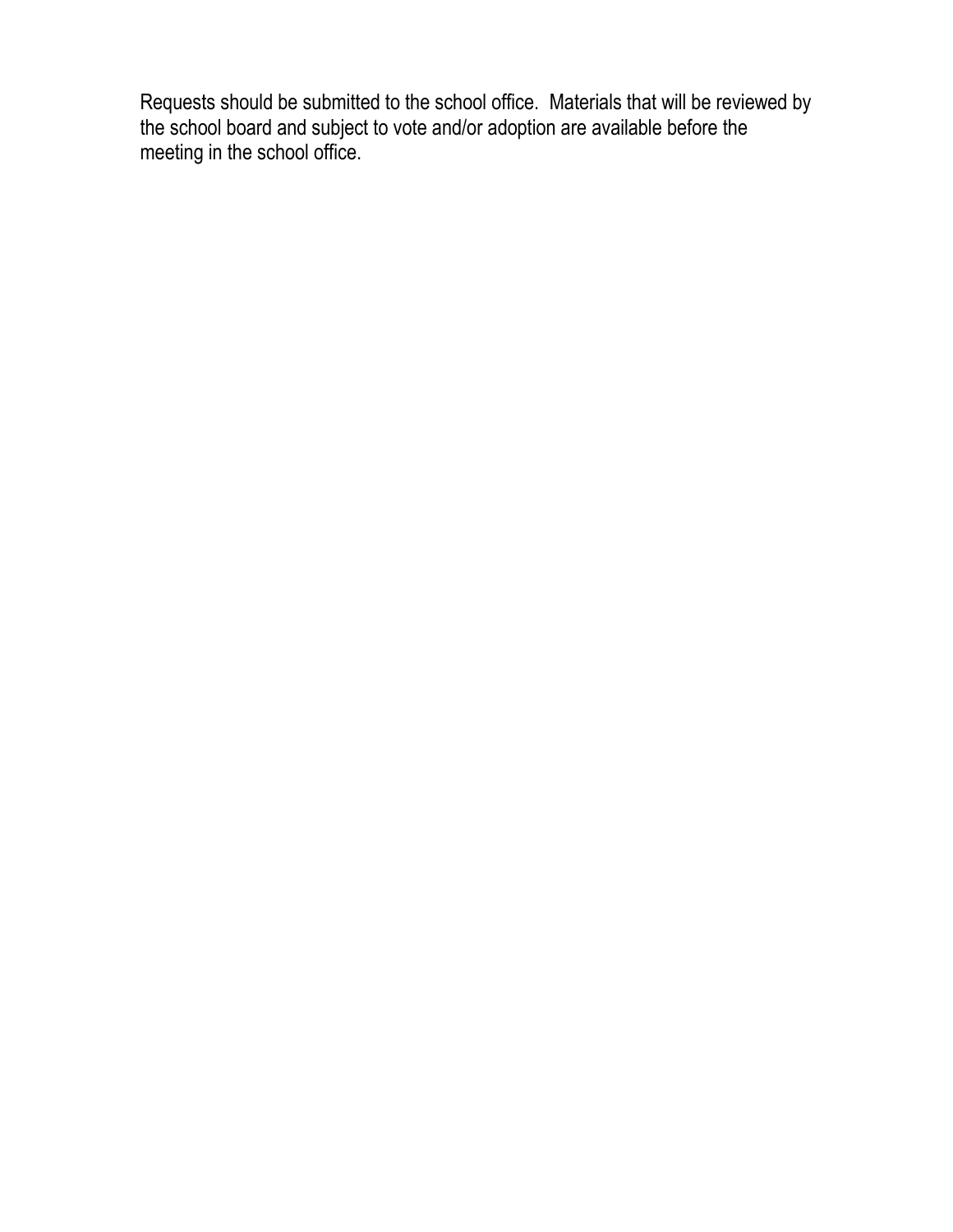Requests should be submitted to the school office. Materials that will be reviewed by the school board and subject to vote and/or adoption are available before the meeting in the school office.